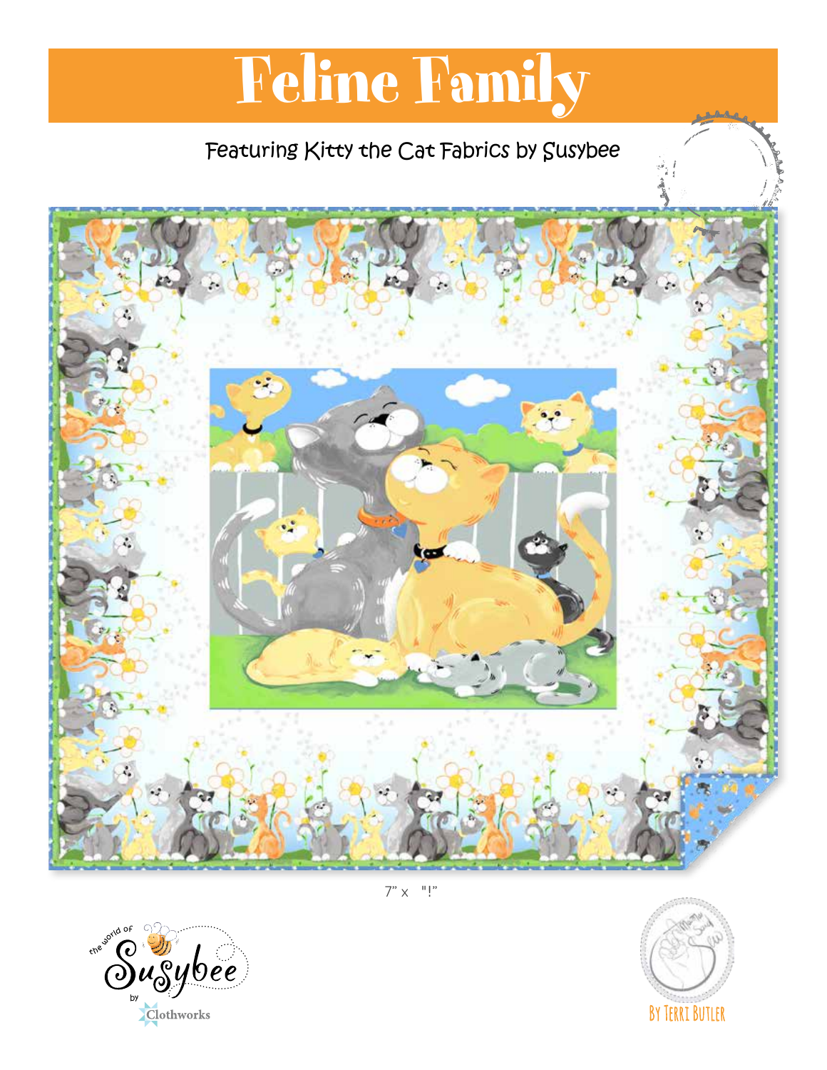# Feline Family

Featuring Kitty the Cat Fabrics by Susybee

7" x "!"

the world of Susybee by Clothworks

By Terri Butler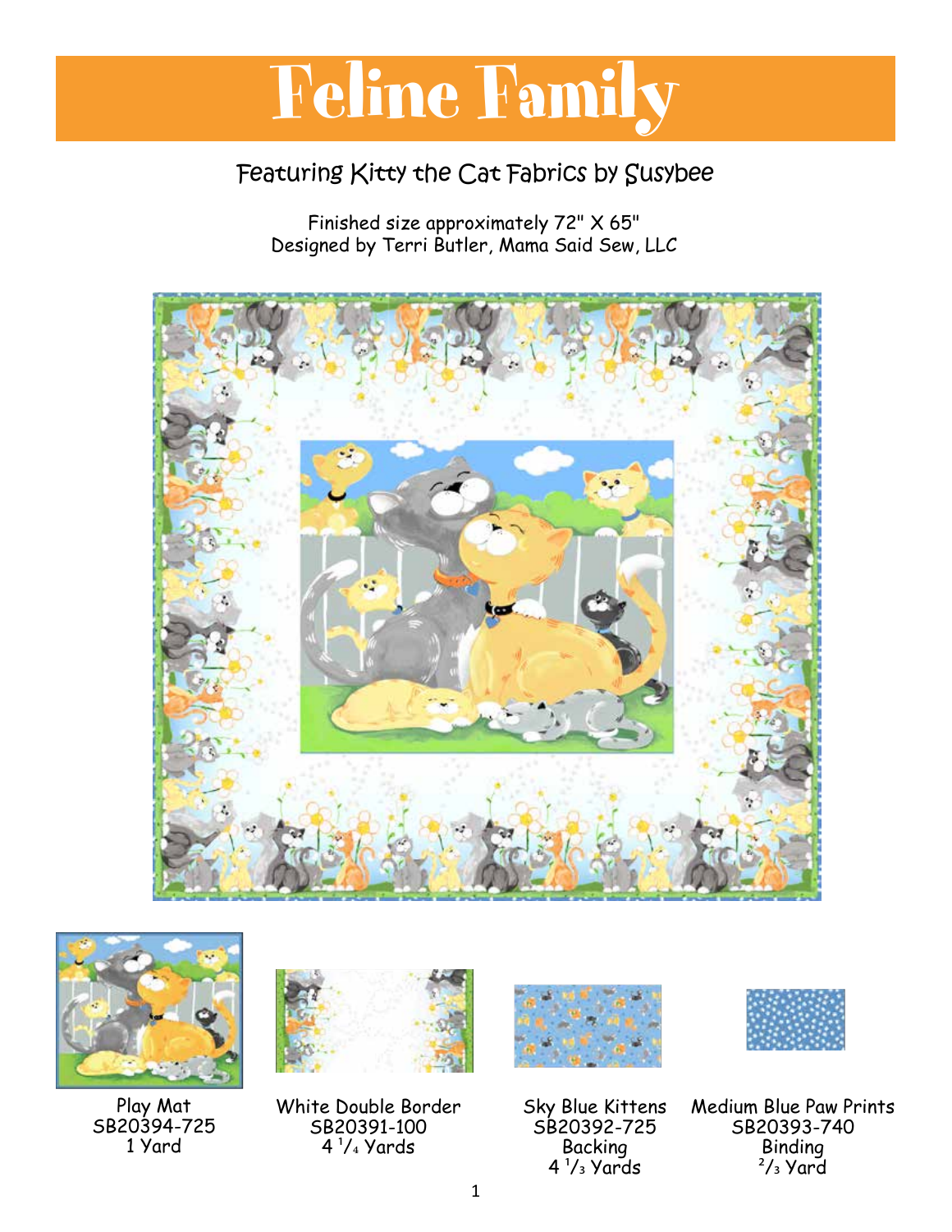# Feline Family

Featuring Kitty the Cat Fabrics by Susybee

Finished size approximately 72" X 65"
Designed by Terri Butler, Mama Said Sew, LLC

Play Mat
SB20394-725
1 Yard

White Double Border
SB20391-100
4 1/4 Yards

Sky Blue Kittens
SB20392-725
Backing
4 1/3 Yards

Medium Blue Paw Prints
SB20393-740
Binding
2/3 Yard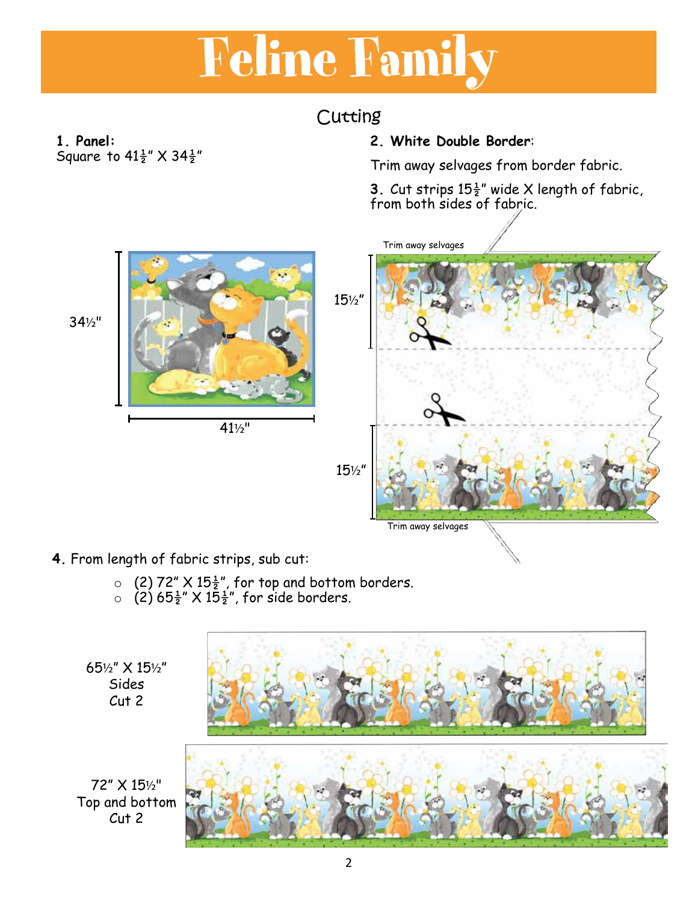# Feline Family

## Cutting

**1. Panel:**
Square to 41½" X 34½"

34½"

41½"

**2. White Double Border:**

Trim away selvages from border fabric.

**3.** Cut strips 15½" wide X length of fabric, from both sides of fabric.

Trim away selvages

15½"

15½"

Trim away selvages

**4.** From length of fabric strips, sub cut:

- (2) 72" X 15½", for top and bottom borders.
- (2) 65½" X 15½", for side borders.

65½" X 15½"
Sides
Cut 2

72" X 15½"
Top and bottom
Cut 2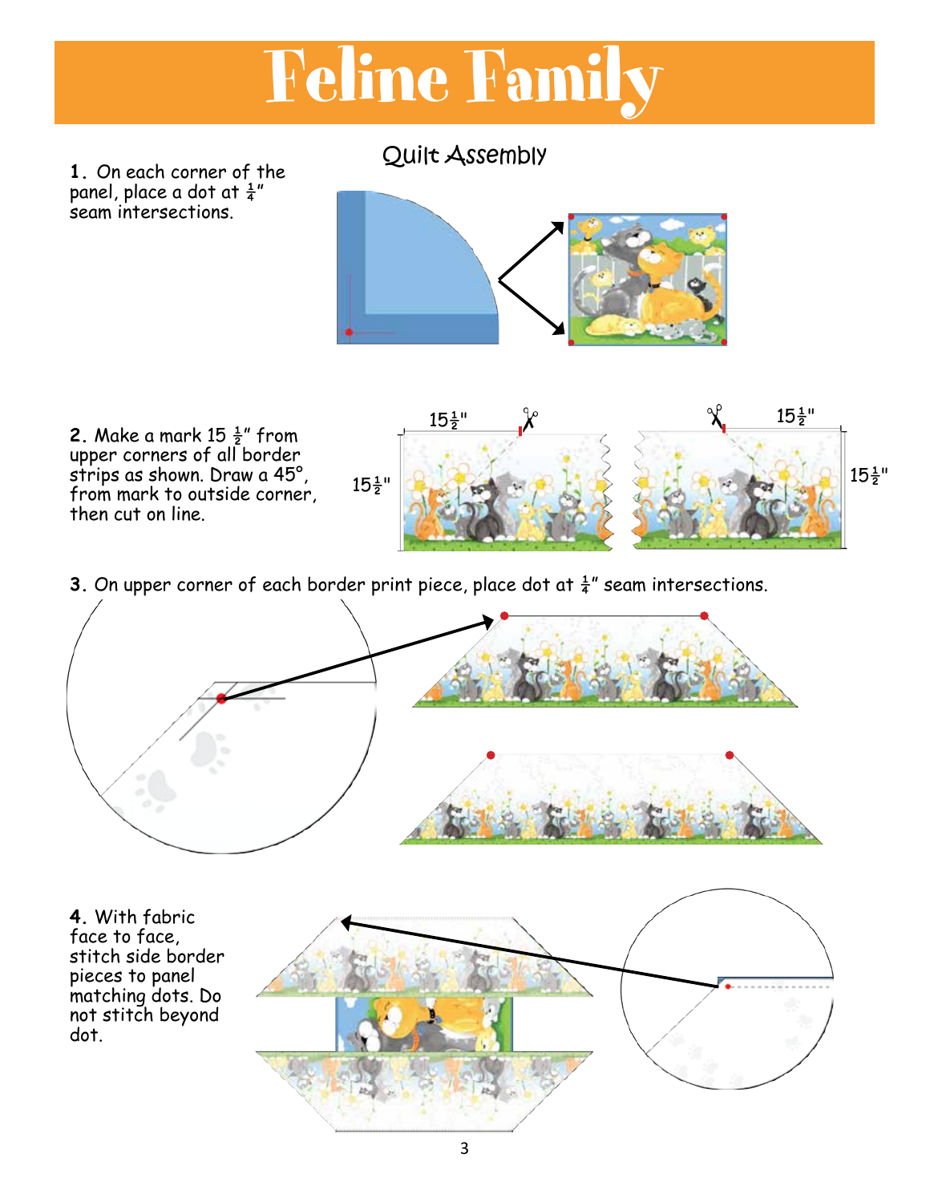# Feline Family

## Quilt Assembly

1. On each corner of the panel, place a dot at ¼" seam intersections.

2. Make a mark 15 ½" from upper corners of all border strips as shown. Draw a 45°, from mark to outside corner, then cut on line.

15½" 15½" 15½" 15½"

3. On upper corner of each border print piece, place dot at ¼" seam intersections.

4. With fabric face to face, stitch side border pieces to panel matching dots. Do not stitch beyond dot.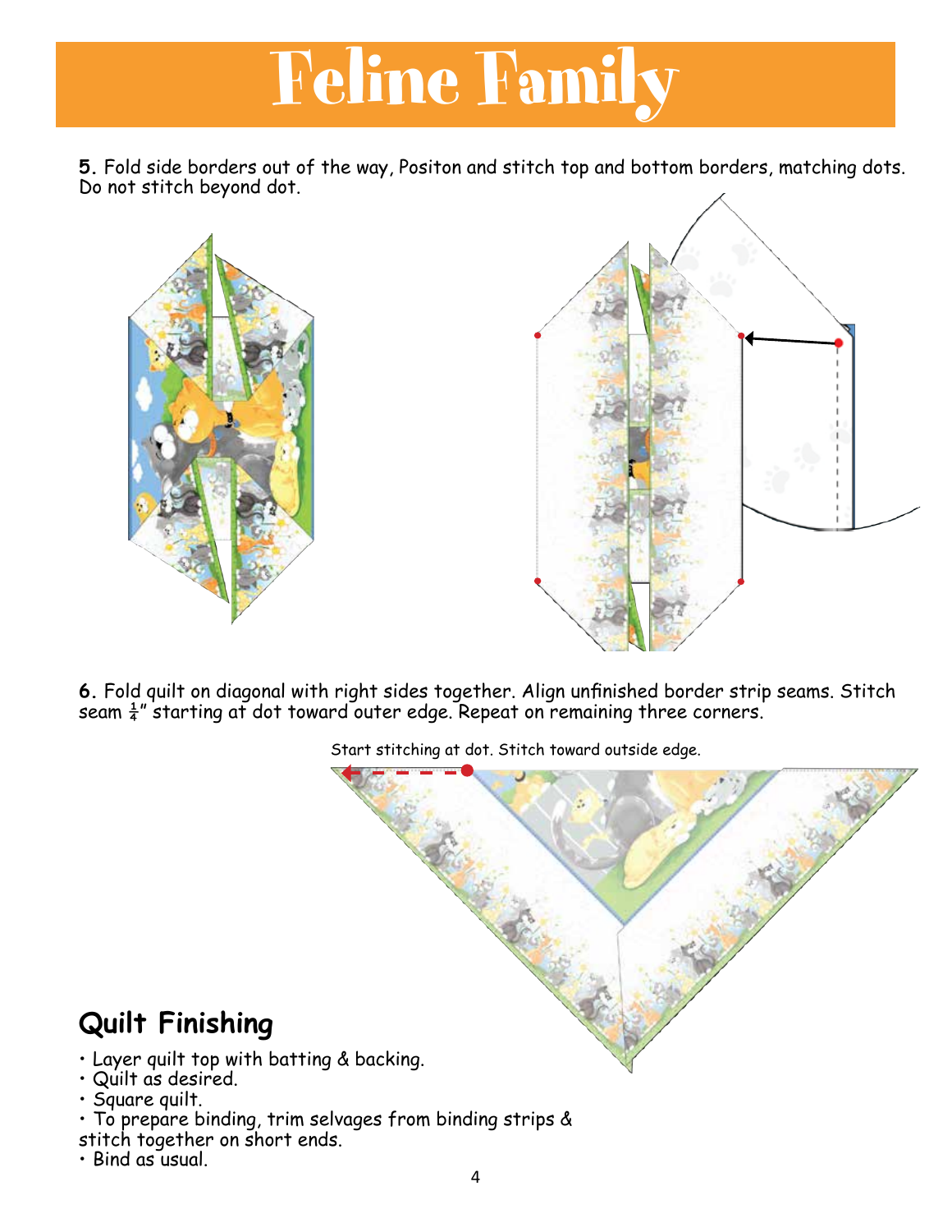# Feline Family

**5.** Fold side borders out of the way, Positon and stitch top and bottom borders, matching dots. Do not stitch beyond dot.

**6.** Fold quilt on diagonal with right sides together. Align unfinished border strip seams. Stitch seam $\frac{1}{4}$" starting at dot toward outer edge. Repeat on remaining three corners.

Start stitching at dot. Stitch toward outside edge.

## Quilt Finishing

- Layer quilt top with batting & backing.
- Quilt as desired.
- Square quilt.
- To prepare binding, trim selvages from binding strips & stitch together on short ends.
- Bind as usual.